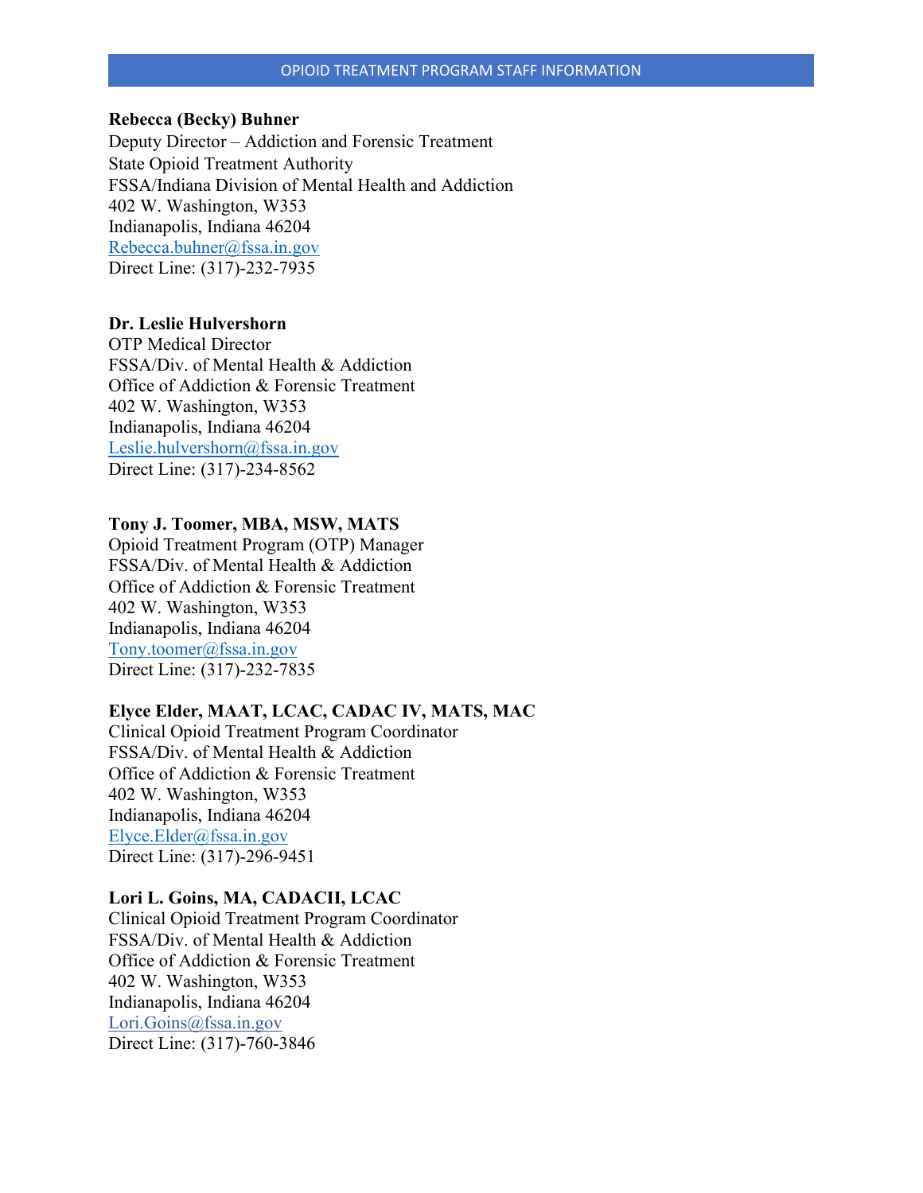# OPIOID TREATMENT PROGRAM STAFF INFORMATION

**Rebecca (Becky) Buhner**
Deputy Director – Addiction and Forensic Treatment
State Opioid Treatment Authority
FSSA/Indiana Division of Mental Health and Addiction
402 W. Washington, W353
Indianapolis, Indiana 46204
Rebecca.buhner@fssa.in.gov
Direct Line: (317)-232-7935

**Dr. Leslie Hulvershorn**
OTP Medical Director
FSSA/Div. of Mental Health & Addiction
Office of Addiction & Forensic Treatment
402 W. Washington, W353
Indianapolis, Indiana 46204
Leslie.hulvershorn@fssa.in.gov
Direct Line: (317)-234-8562

**Tony J. Toomer, MBA, MSW, MATS**
Opioid Treatment Program (OTP) Manager
FSSA/Div. of Mental Health & Addiction
Office of Addiction & Forensic Treatment
402 W. Washington, W353
Indianapolis, Indiana 46204
Tony.toomer@fssa.in.gov
Direct Line: (317)-232-7835

**Elyce Elder, MAAT, LCAC, CADAC IV, MATS, MAC**
Clinical Opioid Treatment Program Coordinator
FSSA/Div. of Mental Health & Addiction
Office of Addiction & Forensic Treatment
402 W. Washington, W353
Indianapolis, Indiana 46204
Elyce.Elder@fssa.in.gov
Direct Line: (317)-296-9451

**Lori L. Goins, MA, CADACII, LCAC**
Clinical Opioid Treatment Program Coordinator
FSSA/Div. of Mental Health & Addiction
Office of Addiction & Forensic Treatment
402 W. Washington, W353
Indianapolis, Indiana 46204
Lori.Goins@fssa.in.gov
Direct Line: (317)-760-3846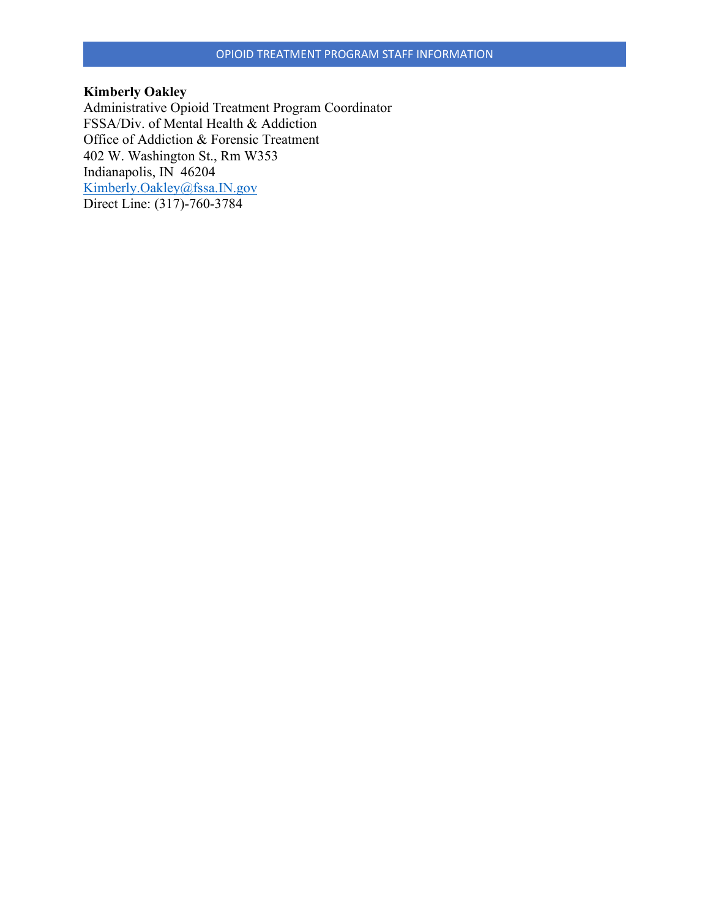## OPIOID TREATMENT PROGRAM STAFF INFORMATION

**Kimberly Oakley**
Administrative Opioid Treatment Program Coordinator
FSSA/Div. of Mental Health & Addiction
Office of Addiction & Forensic Treatment
402 W. Washington St., Rm W353
Indianapolis, IN 46204
Kimberly.Oakley@fssa.IN.gov
Direct Line: (317)-760-3784